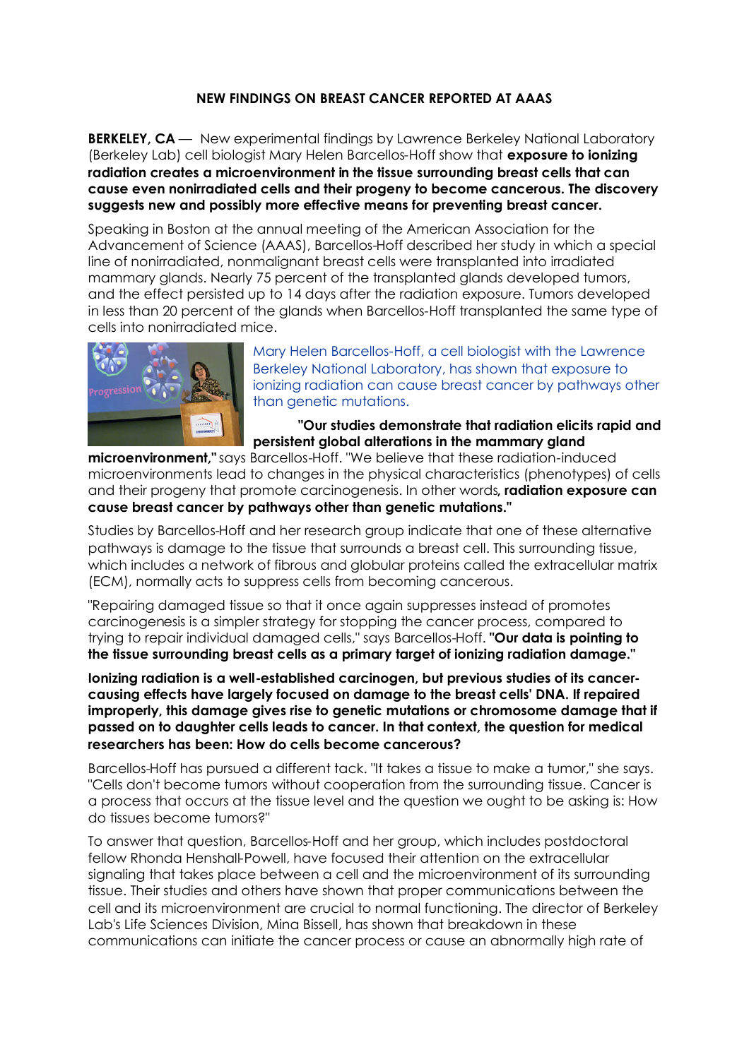# NEW FINDINGS ON BREAST CANCER REPORTED AT AAAS

**BERKELEY, CA** — New experimental findings by Lawrence Berkeley National Laboratory (Berkeley Lab) cell biologist Mary Helen Barcellos-Hoff show that **exposure to ionizing radiation creates a microenvironment in the tissue surrounding breast cells that can cause even nonirradiated cells and their progeny to become cancerous. The discovery suggests new and possibly more effective means for preventing breast cancer.**

Speaking in Boston at the annual meeting of the American Association for the Advancement of Science (AAAS), Barcellos-Hoff described her study in which a special line of nonirradiated, nonmalignant breast cells were transplanted into irradiated mammary glands. Nearly 75 percent of the transplanted glands developed tumors, and the effect persisted up to 14 days after the radiation exposure. Tumors developed in less than 20 percent of the glands when Barcellos-Hoff transplanted the same type of cells into nonirradiated mice.

Mary Helen Barcellos-Hoff, a cell biologist with the Lawrence Berkeley National Laboratory, has shown that exposure to ionizing radiation can cause breast cancer by pathways other than genetic mutations.

**"Our studies demonstrate that radiation elicits rapid and persistent global alterations in the mammary gland microenvironment,"** says Barcellos-Hoff. "We believe that these radiation-induced microenvironments lead to changes in the physical characteristics (phenotypes) of cells and their progeny that promote carcinogenesis. In other words**, radiation exposure can cause breast cancer by pathways other than genetic mutations."**

Studies by Barcellos-Hoff and her research group indicate that one of these alternative pathways is damage to the tissue that surrounds a breast cell. This surrounding tissue, which includes a network of fibrous and globular proteins called the extracellular matrix (ECM), normally acts to suppress cells from becoming cancerous.

"Repairing damaged tissue so that it once again suppresses instead of promotes carcinogenesis is a simpler strategy for stopping the cancer process, compared to trying to repair individual damaged cells," says Barcellos-Hoff. **"Our data is pointing to the tissue surrounding breast cells as a primary target of ionizing radiation damage."**

**Ionizing radiation is a well-established carcinogen, but previous studies of its cancer-causing effects have largely focused on damage to the breast cells' DNA. If repaired improperly, this damage gives rise to genetic mutations or chromosome damage that if passed on to daughter cells leads to cancer. In that context, the question for medical researchers has been: How do cells become cancerous?**

Barcellos-Hoff has pursued a different tack. "It takes a tissue to make a tumor," she says. "Cells don't become tumors without cooperation from the surrounding tissue. Cancer is a process that occurs at the tissue level and the question we ought to be asking is: How do tissues become tumors?"

To answer that question, Barcellos-Hoff and her group, which includes postdoctoral fellow Rhonda Henshall-Powell, have focused their attention on the extracellular signaling that takes place between a cell and the microenvironment of its surrounding tissue. Their studies and others have shown that proper communications between the cell and its microenvironment are crucial to normal functioning. The director of Berkeley Lab's Life Sciences Division, Mina Bissell, has shown that breakdown in these communications can initiate the cancer process or cause an abnormally high rate of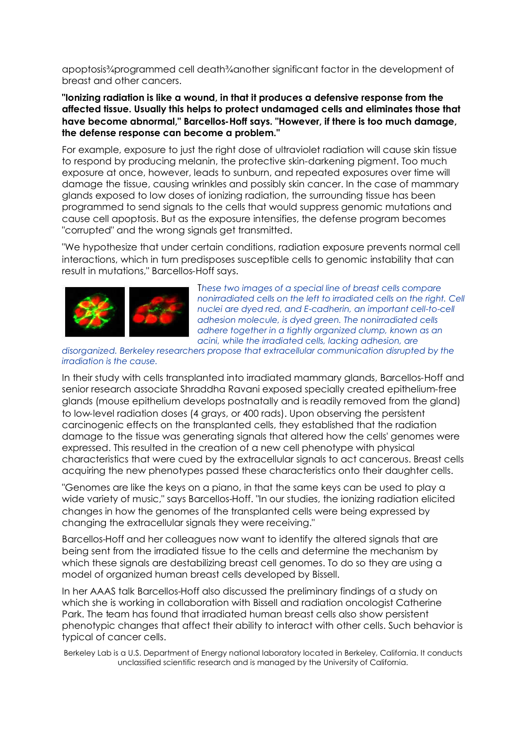apoptosis¾programmed cell death¾another significant factor in the development of breast and other cancers.

**"Ionizing radiation is like a wound, in that it produces a defensive response from the affected tissue. Usually this helps to protect undamaged cells and eliminates those that have become abnormal," Barcellos-Hoff says. "However, if there is too much damage, the defense response can become a problem."**

For example, exposure to just the right dose of ultraviolet radiation will cause skin tissue to respond by producing melanin, the protective skin-darkening pigment. Too much exposure at once, however, leads to sunburn, and repeated exposures over time will damage the tissue, causing wrinkles and possibly skin cancer. In the case of mammary glands exposed to low doses of ionizing radiation, the surrounding tissue has been programmed to send signals to the cells that would suppress genomic mutations and cause cell apoptosis. But as the exposure intensifies, the defense program becomes "corrupted" and the wrong signals get transmitted.

"We hypothesize that under certain conditions, radiation exposure prevents normal cell interactions, which in turn predisposes susceptible cells to genomic instability that can result in mutations," Barcellos-Hoff says.

*These two images of a special line of breast cells compare nonirradiated cells on the left to irradiated cells on the right. Cell nuclei are dyed red, and E-cadherin, an important cell-to-cell adhesion molecule, is dyed green. The nonirradiated cells adhere together in a tightly organized clump, known as an acini, while the irradiated cells, lacking adhesion, are disorganized. Berkeley researchers propose that extracellular communication disrupted by the irradiation is the cause.*

In their study with cells transplanted into irradiated mammary glands, Barcellos-Hoff and senior research associate Shraddha Ravani exposed specially created epithelium-free glands (mouse epithelium develops postnatally and is readily removed from the gland) to low-level radiation doses (4 grays, or 400 rads). Upon observing the persistent carcinogenic effects on the transplanted cells, they established that the radiation damage to the tissue was generating signals that altered how the cells' genomes were expressed. This resulted in the creation of a new cell phenotype with physical characteristics that were cued by the extracellular signals to act cancerous. Breast cells acquiring the new phenotypes passed these characteristics onto their daughter cells.

"Genomes are like the keys on a piano, in that the same keys can be used to play a wide variety of music," says Barcellos-Hoff. "In our studies, the ionizing radiation elicited changes in how the genomes of the transplanted cells were being expressed by changing the extracellular signals they were receiving."

Barcellos-Hoff and her colleagues now want to identify the altered signals that are being sent from the irradiated tissue to the cells and determine the mechanism by which these signals are destabilizing breast cell genomes. To do so they are using a model of organized human breast cells developed by Bissell.

In her AAAS talk Barcellos-Hoff also discussed the preliminary findings of a study on which she is working in collaboration with Bissell and radiation oncologist Catherine Park. The team has found that irradiated human breast cells also show persistent phenotypic changes that affect their ability to interact with other cells. Such behavior is typical of cancer cells.

Berkeley Lab is a U.S. Department of Energy national laboratory located in Berkeley, California. It conducts unclassified scientific research and is managed by the University of California.